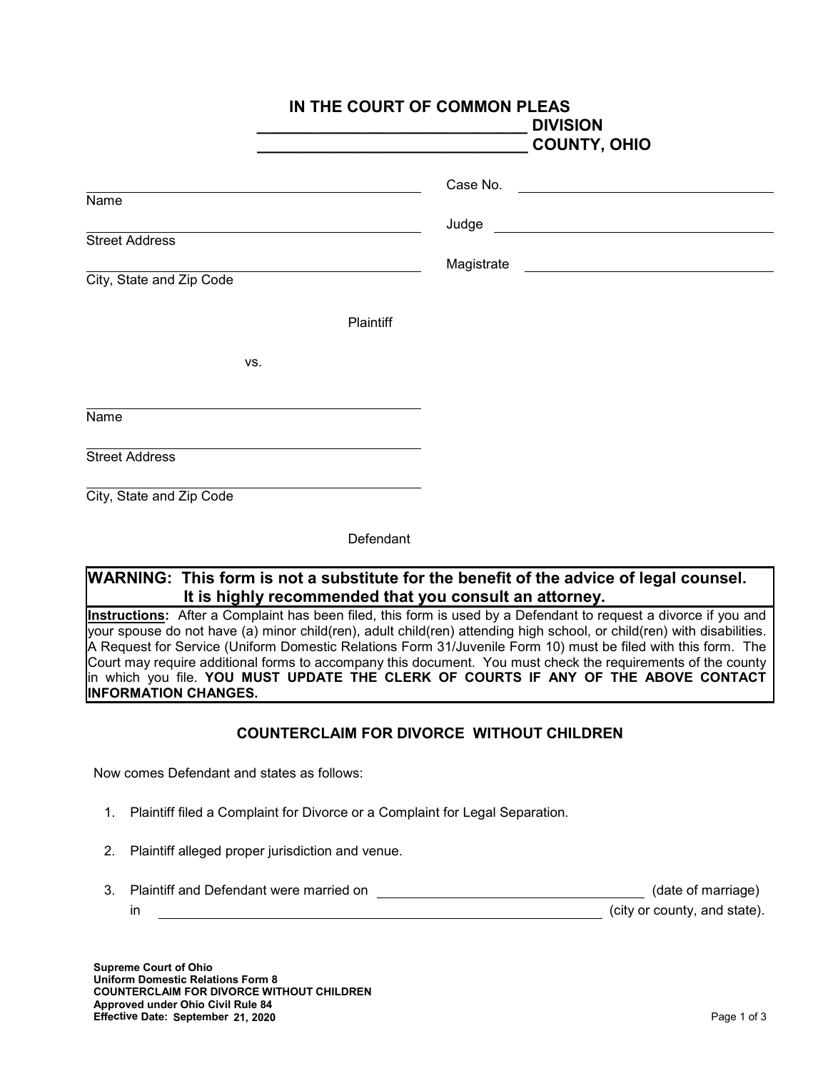# IN THE COURT OF COMMON PLEAS

______________________________ DIVISION

______________________________ COUNTY, OHIO

______________________________
Name

______________________________
Street Address

______________________________
City, State and Zip Code

Plaintiff

Case No. ______________________________

Judge ______________________________

Magistrate ______________________________

vs.

______________________________
Name

______________________________
Street Address

______________________________
City, State and Zip Code

Defendant

**WARNING: This form is not a substitute for the benefit of the advice of legal counsel. It is highly recommended that you consult an attorney.**

**Instructions:** After a Complaint has been filed, this form is used by a Defendant to request a divorce if you and your spouse do not have (a) minor child(ren), adult child(ren) attending high school, or child(ren) with disabilities. A Request for Service (Uniform Domestic Relations Form 31/Juvenile Form 10) must be filed with this form. The Court may require additional forms to accompany this document. You must check the requirements of the county in which you file. **YOU MUST UPDATE THE CLERK OF COURTS IF ANY OF THE ABOVE CONTACT INFORMATION CHANGES.**

## COUNTERCLAIM FOR DIVORCE WITHOUT CHILDREN

Now comes Defendant and states as follows:

1. Plaintiff filed a Complaint for Divorce or a Complaint for Legal Separation.

2. Plaintiff alleged proper jurisdiction and venue.

3. Plaintiff and Defendant were married on ______________________________ (date of marriage) in ______________________________ (city or county, and state).

**Supreme Court of Ohio**
**Uniform Domestic Relations Form 8**
**COUNTERCLAIM FOR DIVORCE WITHOUT CHILDREN**
**Approved under Ohio Civil Rule 84**
**Effective Date: September 21, 2020**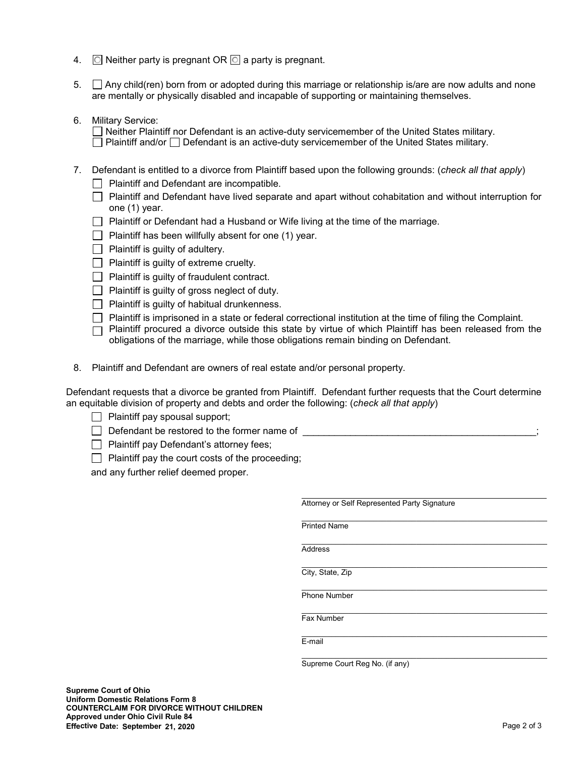4. ☐ Neither party is pregnant OR ☐ a party is pregnant.

5. ☐ Any child(ren) born from or adopted during this marriage or relationship is/are are now adults and none are mentally or physically disabled and incapable of supporting or maintaining themselves.

6. Military Service:
   ☐ Neither Plaintiff nor Defendant is an active-duty servicemember of the United States military.
   ☐ Plaintiff and/or ☐ Defendant is an active-duty servicemember of the United States military.

7. Defendant is entitled to a divorce from Plaintiff based upon the following grounds: (*check all that apply*)
   - ☐ Plaintiff and Defendant are incompatible.
   - ☐ Plaintiff and Defendant have lived separate and apart without cohabitation and without interruption for one (1) year.
   - ☐ Plaintiff or Defendant had a Husband or Wife living at the time of the marriage.
   - ☐ Plaintiff has been willfully absent for one (1) year.
   - ☐ Plaintiff is guilty of adultery.
   - ☐ Plaintiff is guilty of extreme cruelty.
   - ☐ Plaintiff is guilty of fraudulent contract.
   - ☐ Plaintiff is guilty of gross neglect of duty.
   - ☐ Plaintiff is guilty of habitual drunkenness.
   - ☐ Plaintiff is imprisoned in a state or federal correctional institution at the time of filing the Complaint.
   - ☐ Plaintiff procured a divorce outside this state by virtue of which Plaintiff has been released from the obligations of the marriage, while those obligations remain binding on Defendant.

8. Plaintiff and Defendant are owners of real estate and/or personal property.

Defendant requests that a divorce be granted from Plaintiff. Defendant further requests that the Court determine an equitable division of property and debts and order the following: (*check all that apply*)

- ☐ Plaintiff pay spousal support;
- ☐ Defendant be restored to the former name of ____________________________________________;
- ☐ Plaintiff pay Defendant's attorney fees;
- ☐ Plaintiff pay the court costs of the proceeding;

and any further relief deemed proper.

______________________________
Attorney or Self Represented Party Signature

______________________________
Printed Name

______________________________
Address

______________________________
City, State, Zip

______________________________
Phone Number

______________________________
Fax Number

______________________________
E-mail

______________________________
Supreme Court Reg No. (if any)

**Supreme Court of Ohio**
**Uniform Domestic Relations Form 8**
**COUNTERCLAIM FOR DIVORCE WITHOUT CHILDREN**
**Approved under Ohio Civil Rule 84**
**Effective Date: September 21, 2020**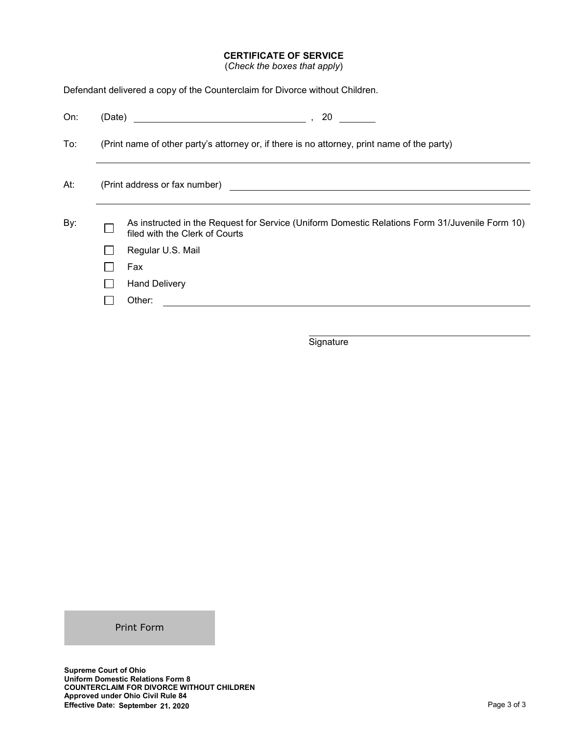**CERTIFICATE OF SERVICE**
(*Check the boxes that apply*)

Defendant delivered a copy of the Counterclaim for Divorce without Children.

On: (Date) ______________________________ , 20 _______

To: (Print name of other party's attorney or, if there is no attorney, print name of the party)

______________________________________________________________________

At: (Print address or fax number) ______________________________________________

______________________________________________________________________

By:

- ☐ As instructed in the Request for Service (Uniform Domestic Relations Form 31/Juvenile Form 10) filed with the Clerk of Courts
- ☐ Regular U.S. Mail
- ☐ Fax
- ☐ Hand Delivery
- ☐ Other: ______________________________________________

______________________________
Signature

Print Form

**Supreme Court of Ohio**
**Uniform Domestic Relations Form 8**
**COUNTERCLAIM FOR DIVORCE WITHOUT CHILDREN**
**Approved under Ohio Civil Rule 84**
**Effective Date: September 21, 2020**